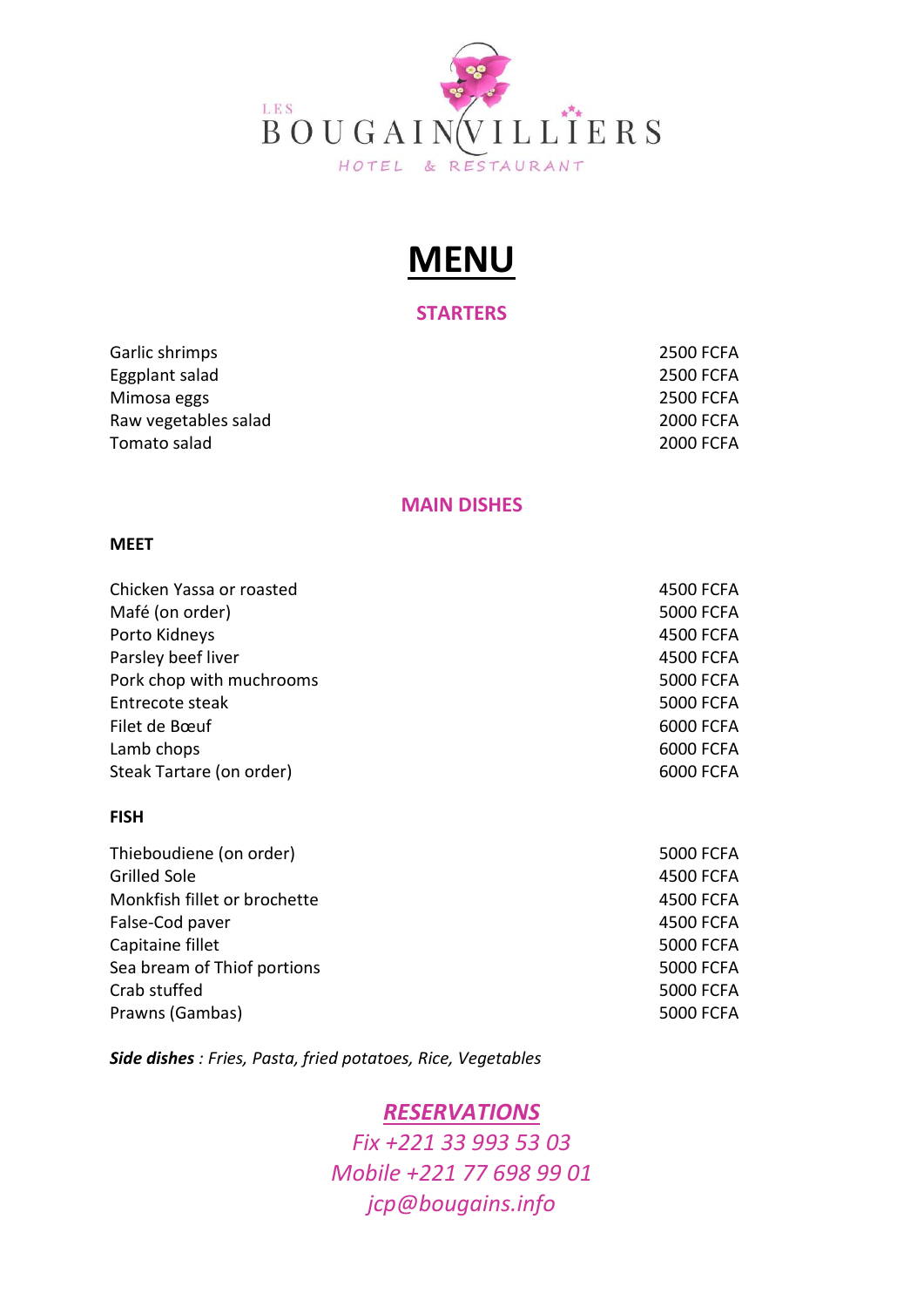LES BOUGAINVILLIERS

HOTEL & RESTAURANT

# MENU

## STARTERS

| | |
|---|---|
| Garlic shrimps | 2500 FCFA |
| Eggplant salad | 2500 FCFA |
| Mimosa eggs | 2500 FCFA |
| Raw vegetables salad | 2000 FCFA |
| Tomato salad | 2000 FCFA |

## MAIN DISHES

### MEET

| | |
|---|---|
| Chicken Yassa or roasted | 4500 FCFA |
| Mafé (on order) | 5000 FCFA |
| Porto Kidneys | 4500 FCFA |
| Parsley beef liver | 4500 FCFA |
| Pork chop with muchrooms | 5000 FCFA |
| Entrecote steak | 5000 FCFA |
| Filet de Bœuf | 6000 FCFA |
| Lamb chops | 6000 FCFA |
| Steak Tartare (on order) | 6000 FCFA |

### FISH

| | |
|---|---|
| Thieboudiene (on order) | 5000 FCFA |
| Grilled Sole | 4500 FCFA |
| Monkfish fillet or brochette | 4500 FCFA |
| False-Cod paver | 4500 FCFA |
| Capitaine fillet | 5000 FCFA |
| Sea bream of Thiof portions | 5000 FCFA |
| Crab stuffed | 5000 FCFA |
| Prawns (Gambas) | 5000 FCFA |

***Side dishes** : Fries, Pasta, fried potatoes, Rice, Vegetables*

***RESERVATIONS***

*Fix +221 33 993 53 03*

*Mobile +221 77 698 99 01*

*jcp@bougains.info*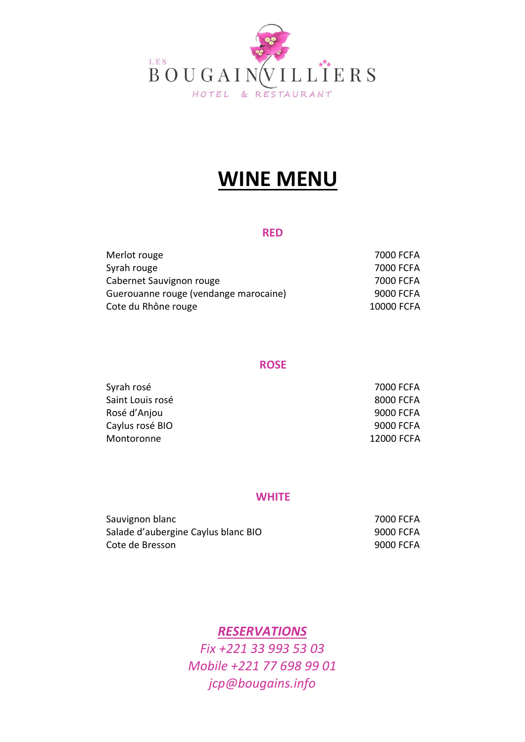LES BOUGAINVILLIERS
HOTEL & RESTAURANT

# WINE MENU

## RED

| | |
|---|---|
| Merlot rouge | 7000 FCFA |
| Syrah rouge | 7000 FCFA |
| Cabernet Sauvignon rouge | 7000 FCFA |
| Guerouanne rouge (vendange marocaine) | 9000 FCFA |
| Cote du Rhône rouge | 10000 FCFA |

## ROSE

| | |
|---|---|
| Syrah rosé | 7000 FCFA |
| Saint Louis rosé | 8000 FCFA |
| Rosé d'Anjou | 9000 FCFA |
| Caylus rosé BIO | 9000 FCFA |
| Montoronne | 12000 FCFA |

## WHITE

| | |
|---|---|
| Sauvignon blanc | 7000 FCFA |
| Salade d'aubergine Caylus blanc BIO | 9000 FCFA |
| Cote de Bresson | 9000 FCFA |

***RESERVATIONS***

*Fix +221 33 993 53 03*

*Mobile +221 77 698 99 01*

*jcp@bougains.info*